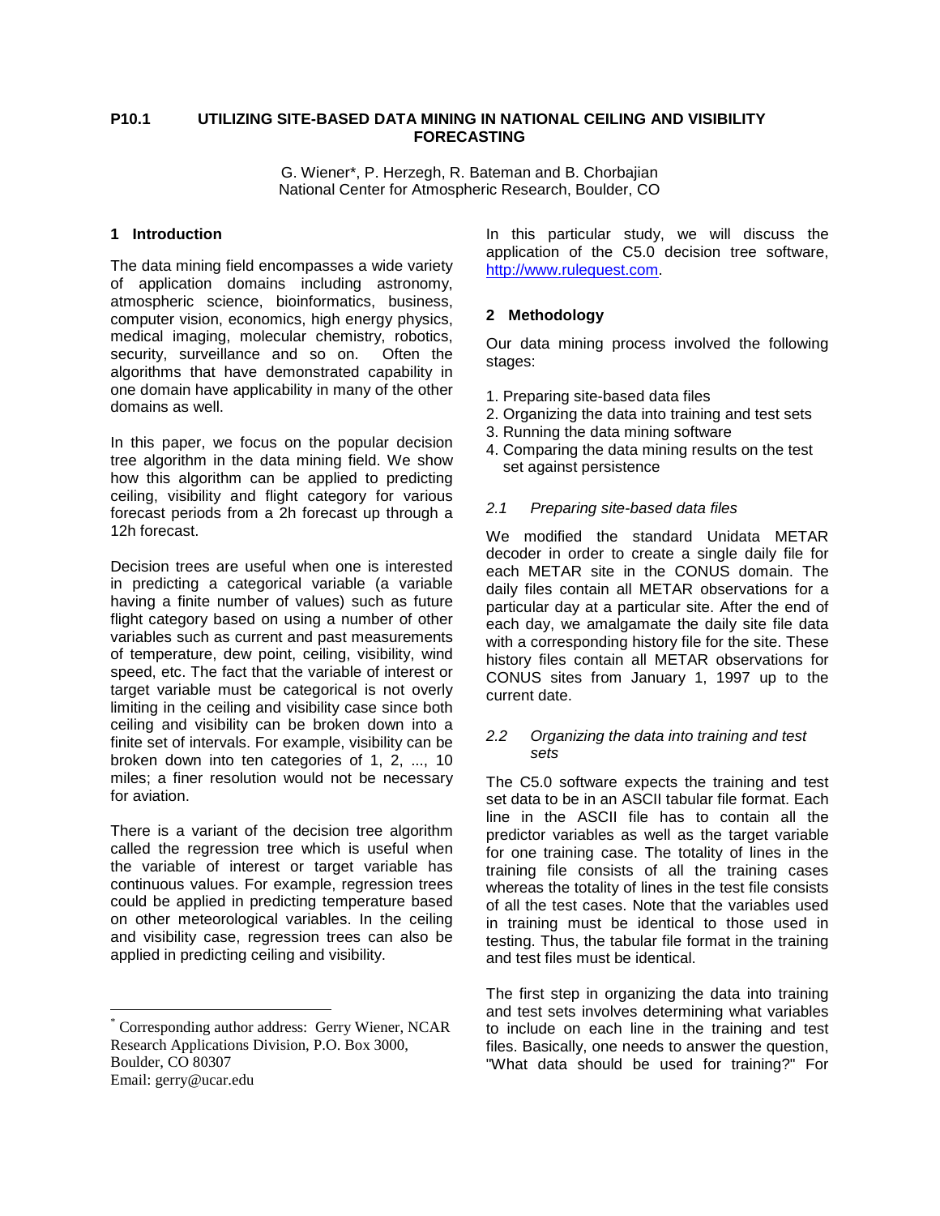# P10.1 UTILIZING SITE-BASED DATA MINING IN NATIONAL CEILING AND VISIBILITY FORECASTING

G. Wiener*, P. Herzegh, R. Bateman and B. Chorbajian
National Center for Atmospheric Research, Boulder, CO

## 1 Introduction

The data mining field encompasses a wide variety of application domains including astronomy, atmospheric science, business, bioinformatics, computer vision, economics, high energy physics, medical imaging, molecular chemistry, robotics, security, surveillance and so on. Often the algorithms that have demonstrated capability in one domain have applicability in many of the other domains as well.

In this paper, we focus on the popular decision tree algorithm in the data mining field. We show how this algorithm can be applied to predicting ceiling, visibility and flight category for various forecast periods from a 2h forecast up through a 12h forecast.

Decision trees are useful when one is interested in predicting a categorical variable (a variable having a finite number of values) such as future flight category based on using a number of other variables such as current and past measurements of temperature, dew point, ceiling, visibility, wind speed, etc. The fact that the variable of interest or target variable must be categorical is not overly limiting in the ceiling and visibility case since both ceiling and visibility can be broken down into a finite set of intervals. For example, visibility can be broken down into ten categories of 1, 2, ..., 10 miles; a finer resolution would not be necessary for aviation.

There is a variant of the decision tree algorithm called the regression tree which is useful when the variable of interest or target variable has continuous values. For example, regression trees could be applied in predicting temperature based on other meteorological variables. In the ceiling and visibility case, regression trees can also be applied in predicting ceiling and visibility.

In this particular study, we will discuss the application of the C5.0 decision tree software, http://www.rulequest.com.

## 2 Methodology

Our data mining process involved the following stages:

1. Preparing site-based data files
2. Organizing the data into training and test sets
3. Running the data mining software
4. Comparing the data mining results on the test set against persistence

### *2.1 Preparing site-based data files*

We modified the standard Unidata METAR decoder in order to create a single daily file for each METAR site in the CONUS domain. The daily files contain all METAR observations for a particular day at a particular site. After the end of each day, we amalgamate the daily site file data with a corresponding history file for the site. These history files contain all METAR observations for CONUS sites from January 1, 1997 up to the current date.

### *2.2 Organizing the data into training and test sets*

The C5.0 software expects the training and test set data to be in an ASCII tabular file format. Each line in the ASCII file has to contain all the predictor variables as well as the target variable for one training case. The totality of lines in the training file consists of all the training cases whereas the totality of lines in the test file consists of all the test cases. Note that the variables used in training must be identical to those used in testing. Thus, the tabular file format in the training and test files must be identical.

The first step in organizing the data into training and test sets involves determining what variables to include on each line in the training and test files. Basically, one needs to answer the question, "What data should be used for training?" For

---

* Corresponding author address: Gerry Wiener, NCAR Research Applications Division, P.O. Box 3000, Boulder, CO 80307
Email: gerry@ucar.edu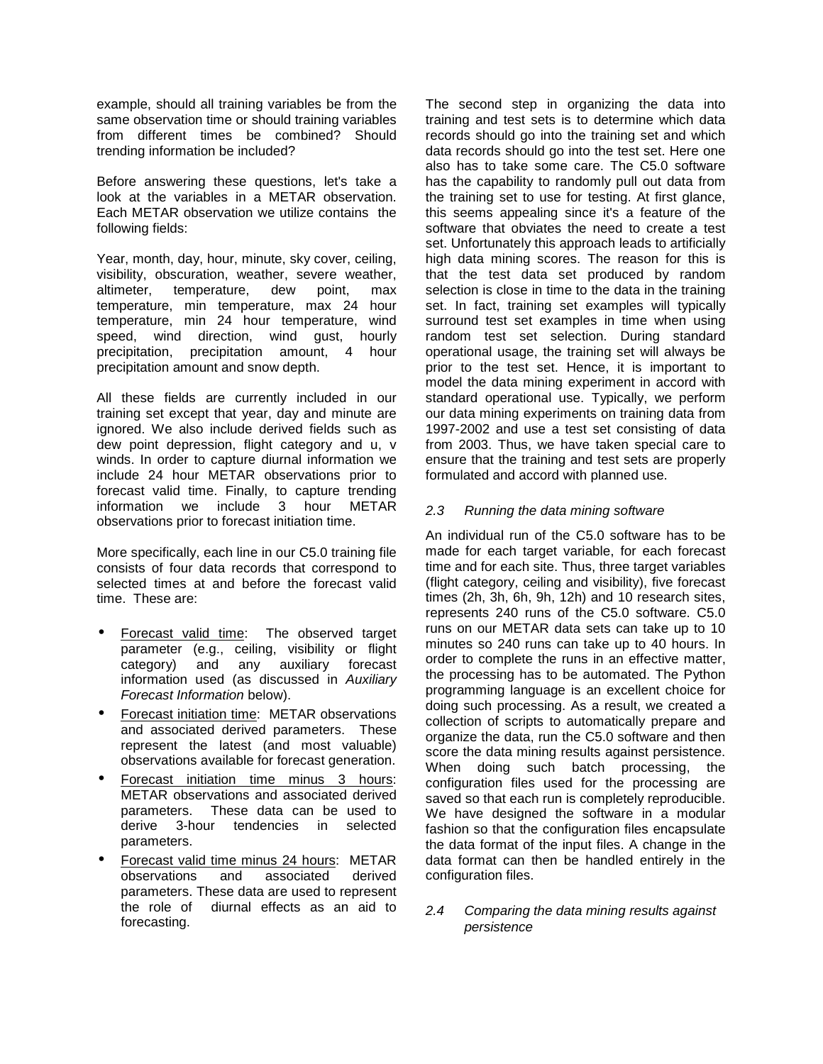example, should all training variables be from the same observation time or should training variables from different times be combined? Should trending information be included?

Before answering these questions, let's take a look at the variables in a METAR observation. Each METAR observation we utilize contains the following fields:

Year, month, day, hour, minute, sky cover, ceiling, visibility, obscuration, weather, severe weather, altimeter, temperature, dew point, max temperature, min temperature, max 24 hour temperature, min 24 hour temperature, wind speed, wind direction, wind gust, hourly precipitation, precipitation amount, 4 hour precipitation amount and snow depth.

All these fields are currently included in our training set except that year, day and minute are ignored. We also include derived fields such as dew point depression, flight category and u, v winds. In order to capture diurnal information we include 24 hour METAR observations prior to forecast valid time. Finally, to capture trending information we include 3 hour METAR observations prior to forecast initiation time.

More specifically, each line in our C5.0 training file consists of four data records that correspond to selected times at and before the forecast valid time. These are:

- Forecast valid time: The observed target parameter (e.g., ceiling, visibility or flight category) and any auxiliary forecast information used (as discussed in *Auxiliary Forecast Information* below).
- Forecast initiation time: METAR observations and associated derived parameters. These represent the latest (and most valuable) observations available for forecast generation.
- Forecast initiation time minus 3 hours: METAR observations and associated derived parameters. These data can be used to derive 3-hour tendencies in selected parameters.
- Forecast valid time minus 24 hours: METAR observations and associated derived parameters. These data are used to represent the role of diurnal effects as an aid to forecasting.

The second step in organizing the data into training and test sets is to determine which data records should go into the training set and which data records should go into the test set. Here one also has to take some care. The C5.0 software has the capability to randomly pull out data from the training set to use for testing. At first glance, this seems appealing since it's a feature of the software that obviates the need to create a test set. Unfortunately this approach leads to artificially high data mining scores. The reason for this is that the test data set produced by random selection is close in time to the data in the training set. In fact, training set examples will typically surround test set examples in time when using random test set selection. During standard operational usage, the training set will always be prior to the test set. Hence, it is important to model the data mining experiment in accord with standard operational use. Typically, we perform our data mining experiments on training data from 1997-2002 and use a test set consisting of data from 2003. Thus, we have taken special care to ensure that the training and test sets are properly formulated and accord with planned use.

### *2.3 Running the data mining software*

An individual run of the C5.0 software has to be made for each target variable, for each forecast time and for each site. Thus, three target variables (flight category, ceiling and visibility), five forecast times (2h, 3h, 6h, 9h, 12h) and 10 research sites, represents 240 runs of the C5.0 software. C5.0 runs on our METAR data sets can take up to 10 minutes so 240 runs can take up to 40 hours. In order to complete the runs in an effective matter, the processing has to be automated. The Python programming language is an excellent choice for doing such processing. As a result, we created a collection of scripts to automatically prepare and organize the data, run the C5.0 software and then score the data mining results against persistence. When doing such batch processing, the configuration files used for the processing are saved so that each run is completely reproducible. We have designed the software in a modular fashion so that the configuration files encapsulate the data format of the input files. A change in the data format can then be handled entirely in the configuration files.

### *2.4 Comparing the data mining results against persistence*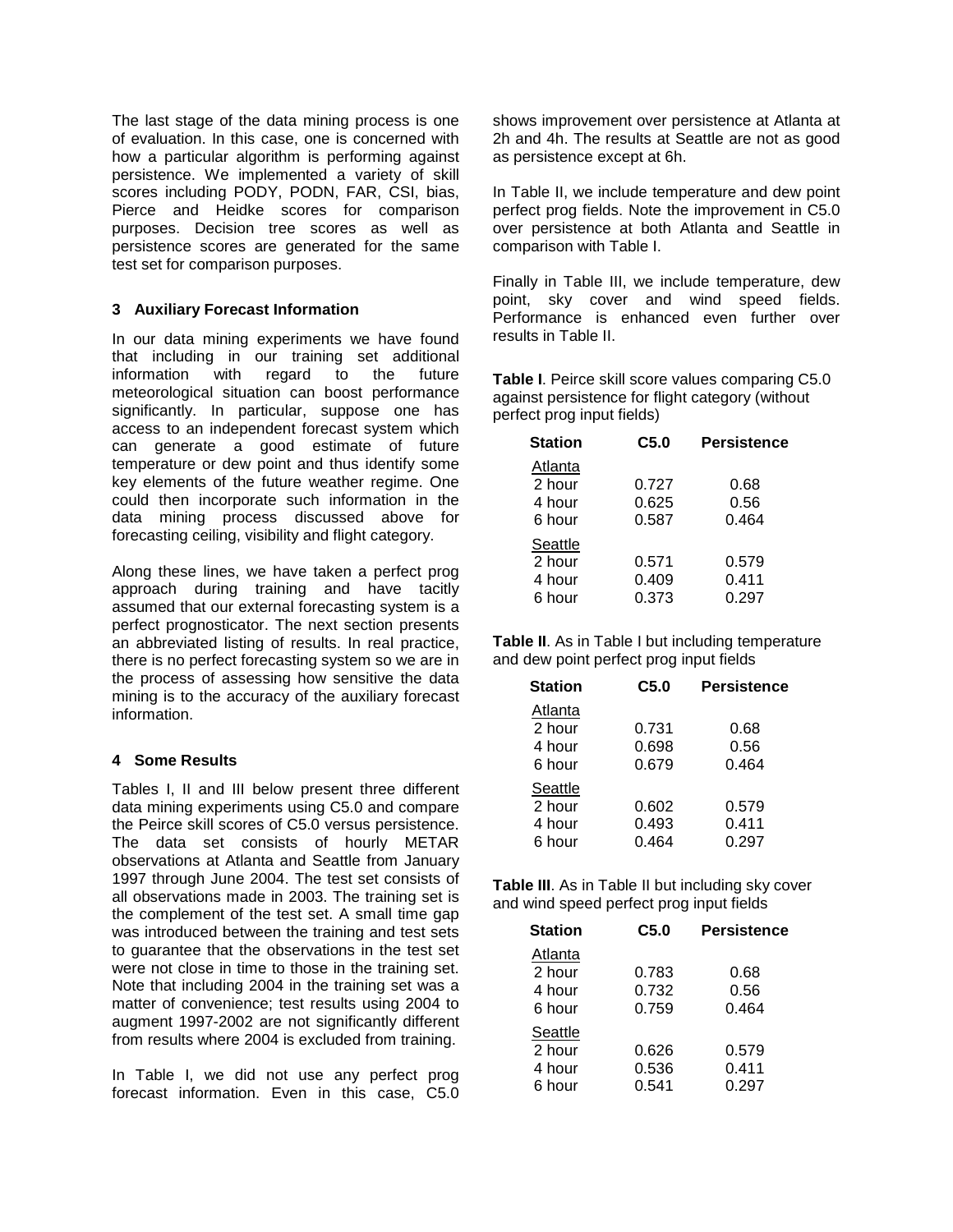The last stage of the data mining process is one of evaluation. In this case, one is concerned with how a particular algorithm is performing against persistence. We implemented a variety of skill scores including PODY, PODN, FAR, CSI, bias, Pierce and Heidke scores for comparison purposes. Decision tree scores as well as persistence scores are generated for the same test set for comparison purposes.

### 3 Auxiliary Forecast Information

In our data mining experiments we have found that including in our training set additional information with regard to the future meteorological situation can boost performance significantly. In particular, suppose one has access to an independent forecast system which can generate a good estimate of future temperature or dew point and thus identify some key elements of the future weather regime. One could then incorporate such information in the data mining process discussed above for forecasting ceiling, visibility and flight category.

Along these lines, we have taken a perfect prog approach during training and have tacitly assumed that our external forecasting system is a perfect prognosticator. The next section presents an abbreviated listing of results. In real practice, there is no perfect forecasting system so we are in the process of assessing how sensitive the data mining is to the accuracy of the auxiliary forecast information.

### 4 Some Results

Tables I, II and III below present three different data mining experiments using C5.0 and compare the Peirce skill scores of C5.0 versus persistence. The data set consists of hourly METAR observations at Atlanta and Seattle from January 1997 through June 2004. The test set consists of all observations made in 2003. The training set is the complement of the test set. A small time gap was introduced between the training and test sets to guarantee that the observations in the test set were not close in time to those in the training set. Note that including 2004 in the training set was a matter of convenience; test results using 2004 to augment 1997-2002 are not significantly different from results where 2004 is excluded from training.

In Table I, we did not use any perfect prog forecast information. Even in this case, C5.0 shows improvement over persistence at Atlanta at 2h and 4h. The results at Seattle are not as good as persistence except at 6h.

In Table II, we include temperature and dew point perfect prog fields. Note the improvement in C5.0 over persistence at both Atlanta and Seattle in comparison with Table I.

Finally in Table III, we include temperature, dew point, sky cover and wind speed fields. Performance is enhanced even further over results in Table II.

**Table I**. Peirce skill score values comparing C5.0 against persistence for flight category (without perfect prog input fields)

| Station | C5.0 | Persistence |
|---|---|---|
| Atlanta | | |
| 2 hour | 0.727 | 0.68 |
| 4 hour | 0.625 | 0.56 |
| 6 hour | 0.587 | 0.464 |
| Seattle | | |
| 2 hour | 0.571 | 0.579 |
| 4 hour | 0.409 | 0.411 |
| 6 hour | 0.373 | 0.297 |

**Table II**. As in Table I but including temperature and dew point perfect prog input fields

| Station | C5.0 | Persistence |
|---|---|---|
| Atlanta | | |
| 2 hour | 0.731 | 0.68 |
| 4 hour | 0.698 | 0.56 |
| 6 hour | 0.679 | 0.464 |
| Seattle | | |
| 2 hour | 0.602 | 0.579 |
| 4 hour | 0.493 | 0.411 |
| 6 hour | 0.464 | 0.297 |

**Table III**. As in Table II but including sky cover and wind speed perfect prog input fields

| Station | C5.0 | Persistence |
|---|---|---|
| Atlanta | | |
| 2 hour | 0.783 | 0.68 |
| 4 hour | 0.732 | 0.56 |
| 6 hour | 0.759 | 0.464 |
| Seattle | | |
| 2 hour | 0.626 | 0.579 |
| 4 hour | 0.536 | 0.411 |
| 6 hour | 0.541 | 0.297 |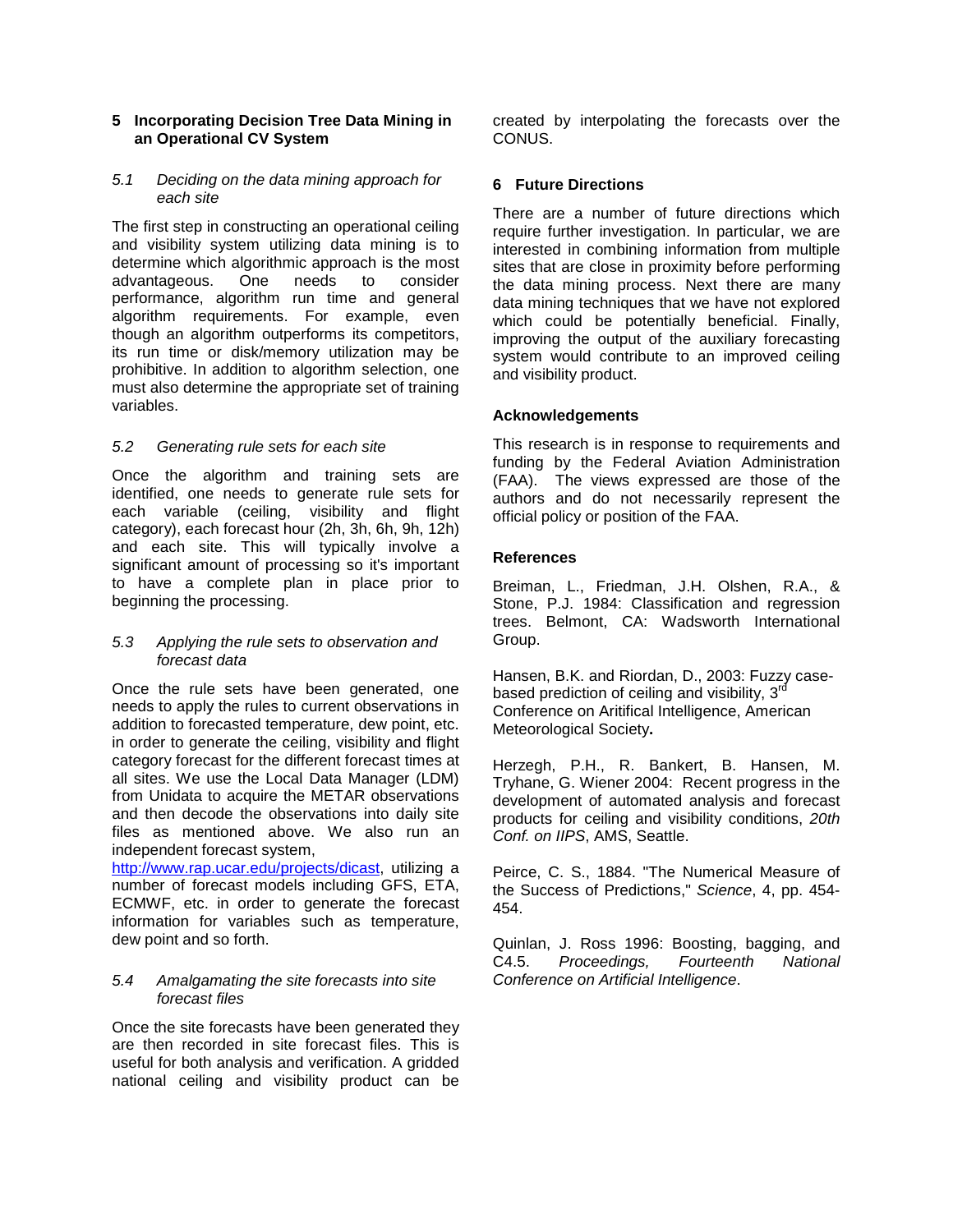## 5 Incorporating Decision Tree Data Mining in an Operational CV System

### *5.1 Deciding on the data mining approach for each site*

The first step in constructing an operational ceiling and visibility system utilizing data mining is to determine which algorithmic approach is the most advantageous. One needs to consider performance, algorithm run time and general algorithm requirements. For example, even though an algorithm outperforms its competitors, its run time or disk/memory utilization may be prohibitive. In addition to algorithm selection, one must also determine the appropriate set of training variables.

### *5.2 Generating rule sets for each site*

Once the algorithm and training sets are identified, one needs to generate rule sets for each variable (ceiling, visibility and flight category), each forecast hour (2h, 3h, 6h, 9h, 12h) and each site. This will typically involve a significant amount of processing so it's important to have a complete plan in place prior to beginning the processing.

### *5.3 Applying the rule sets to observation and forecast data*

Once the rule sets have been generated, one needs to apply the rules to current observations in addition to forecasted temperature, dew point, etc. in order to generate the ceiling, visibility and flight category forecast for the different forecast times at all sites. We use the Local Data Manager (LDM) from Unidata to acquire the METAR observations and then decode the observations into daily site files as mentioned above. We also run an independent forecast system, http://www.rap.ucar.edu/projects/dicast, utilizing a number of forecast models including GFS, ETA, ECMWF, etc. in order to generate the forecast information for variables such as temperature, dew point and so forth.

### *5.4 Amalgamating the site forecasts into site forecast files*

Once the site forecasts have been generated they are then recorded in site forecast files. This is useful for both analysis and verification. A gridded national ceiling and visibility product can be created by interpolating the forecasts over the CONUS.

## 6 Future Directions

There are a number of future directions which require further investigation. In particular, we are interested in combining information from multiple sites that are close in proximity before performing the data mining process. Next there are many data mining techniques that we have not explored which could be potentially beneficial. Finally, improving the output of the auxiliary forecasting system would contribute to an improved ceiling and visibility product.

## Acknowledgements

This research is in response to requirements and funding by the Federal Aviation Administration (FAA). The views expressed are those of the authors and do not necessarily represent the official policy or position of the FAA.

## References

Breiman, L., Friedman, J.H. Olshen, R.A., & Stone, P.J. 1984: Classification and regression trees. Belmont, CA: Wadsworth International Group.

Hansen, B.K. and Riordan, D., 2003: Fuzzy case-based prediction of ceiling and visibility, 3rd Conference on Aritifical Intelligence, American Meteorological Society**.**

Herzegh, P.H., R. Bankert, B. Hansen, M. Tryhane, G. Wiener 2004: Recent progress in the development of automated analysis and forecast products for ceiling and visibility conditions, *20th Conf. on IIPS*, AMS, Seattle.

Peirce, C. S., 1884. "The Numerical Measure of the Success of Predictions," *Science*, 4, pp. 454-454.

Quinlan, J. Ross 1996: Boosting, bagging, and C4.5. *Proceedings, Fourteenth National Conference on Artificial Intelligence*.